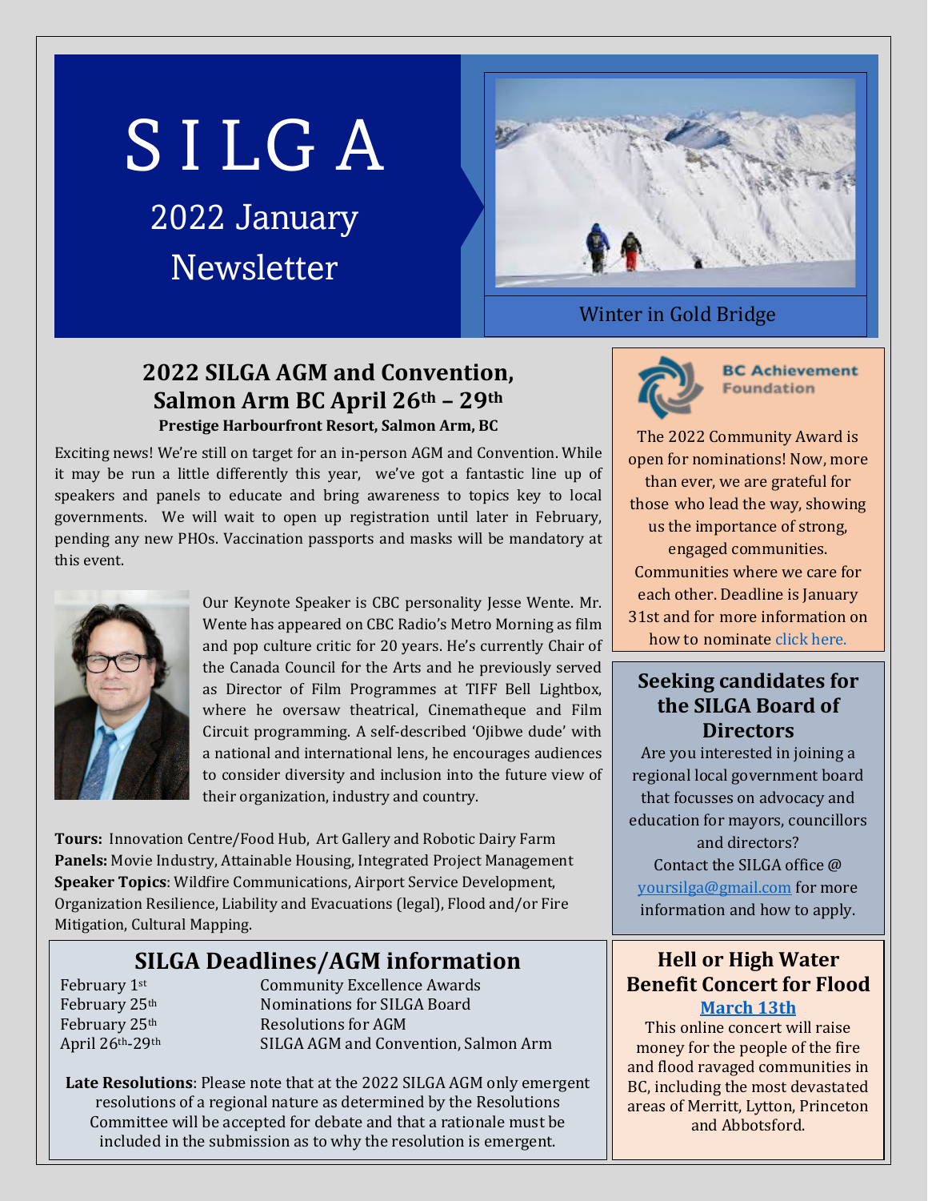# SILGA

## 2022 January Newsletter

Winter in Gold Bridge

## 2022 SILGA AGM and Convention, Salmon Arm BC April 26th – 29th

**Prestige Harbourfront Resort, Salmon Arm, BC**

Exciting news! We're still on target for an in-person AGM and Convention. While it may be run a little differently this year, we've got a fantastic line up of speakers and panels to educate and bring awareness to topics key to local governments. We will wait to open up registration until later in February, pending any new PHOs. Vaccination passports and masks will be mandatory at this event.

Our Keynote Speaker is CBC personality Jesse Wente. Mr. Wente has appeared on CBC Radio's Metro Morning as film and pop culture critic for 20 years. He's currently Chair of the Canada Council for the Arts and he previously served as Director of Film Programmes at TIFF Bell Lightbox, where he oversaw theatrical, Cinematheque and Film Circuit programming. A self-described 'Ojibwe dude' with a national and international lens, he encourages audiences to consider diversity and inclusion into the future view of their organization, industry and country.

**Tours:** Innovation Centre/Food Hub, Art Gallery and Robotic Dairy Farm
**Panels:** Movie Industry, Attainable Housing, Integrated Project Management
**Speaker Topics**: Wildfire Communications, Airport Service Development, Organization Resilience, Liability and Evacuations (legal), Flood and/or Fire Mitigation, Cultural Mapping.

## SILGA Deadlines/AGM information

| | |
|---|---|
| February 1st | Community Excellence Awards |
| February 25th | Nominations for SILGA Board |
| February 25th | Resolutions for AGM |
| April 26th-29th | SILGA AGM and Convention, Salmon Arm |

**Late Resolutions**: Please note that at the 2022 SILGA AGM only emergent resolutions of a regional nature as determined by the Resolutions Committee will be accepted for debate and that a rationale must be included in the submission as to why the resolution is emergent.

**BC Achievement Foundation**

The 2022 Community Award is open for nominations! Now, more than ever, we are grateful for those who lead the way, showing us the importance of strong, engaged communities. Communities where we care for each other. Deadline is January 31st and for more information on how to nominate click here.

## Seeking candidates for the SILGA Board of Directors

Are you interested in joining a regional local government board that focusses on advocacy and education for mayors, councillors and directors? Contact the SILGA office @ yoursilga@gmail.com for more information and how to apply.

## Hell or High Water Benefit Concert for Flood

**March 13th**

This online concert will raise money for the people of the fire and flood ravaged communities in BC, including the most devastated areas of Merritt, Lytton, Princeton and Abbotsford.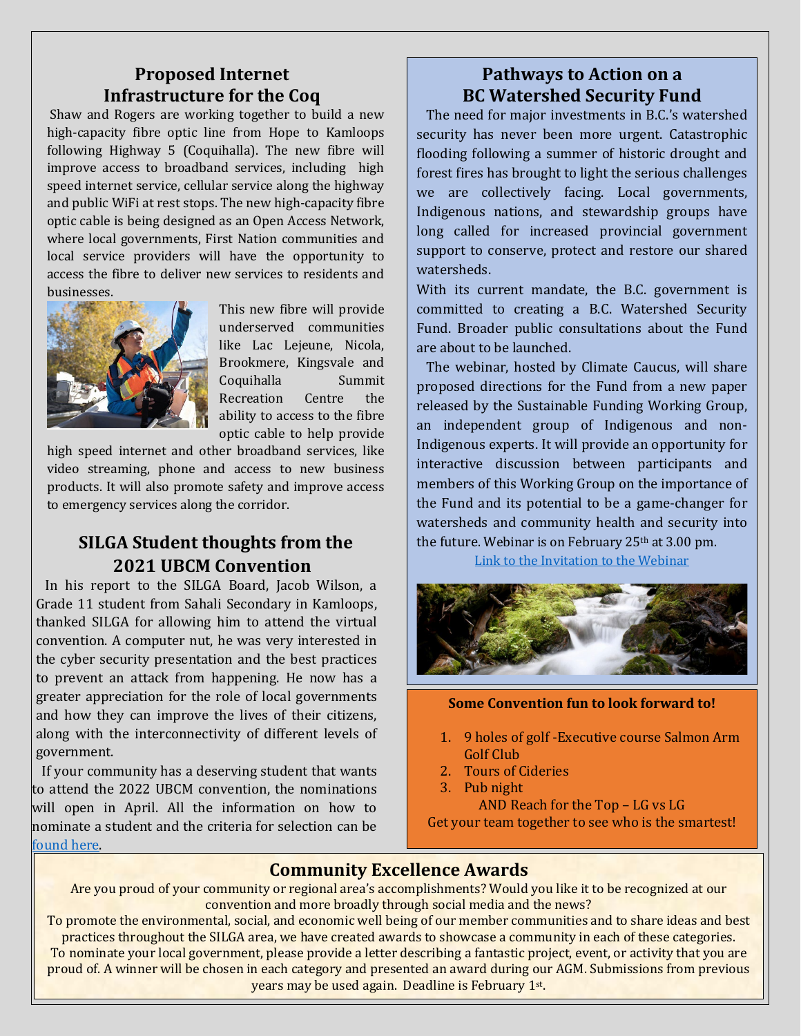## Proposed Internet Infrastructure for the Coq

Shaw and Rogers are working together to build a new high-capacity fibre optic line from Hope to Kamloops following Highway 5 (Coquihalla). The new fibre will improve access to broadband services, including high speed internet service, cellular service along the highway and public WiFi at rest stops. The new high-capacity fibre optic cable is being designed as an Open Access Network, where local governments, First Nation communities and local service providers will have the opportunity to access the fibre to deliver new services to residents and businesses.

This new fibre will provide underserved communities like Lac Lejeune, Nicola, Brookmere, Kingsvale and Coquihalla Summit Recreation Centre the ability to access to the fibre optic cable to help provide high speed internet and other broadband services, like video streaming, phone and access to new business products. It will also promote safety and improve access to emergency services along the corridor.

## SILGA Student thoughts from the 2021 UBCM Convention

In his report to the SILGA Board, Jacob Wilson, a Grade 11 student from Sahali Secondary in Kamloops, thanked SILGA for allowing him to attend the virtual convention. A computer nut, he was very interested in the cyber security presentation and the best practices to prevent an attack from happening. He now has a greater appreciation for the role of local governments and how they can improve the lives of their citizens, along with the interconnectivity of different levels of government.

If your community has a deserving student that wants to attend the 2022 UBCM convention, the nominations will open in April. All the information on how to nominate a student and the criteria for selection can be found here.

## Pathways to Action on a BC Watershed Security Fund

The need for major investments in B.C.'s watershed security has never been more urgent. Catastrophic flooding following a summer of historic drought and forest fires has brought to light the serious challenges we are collectively facing. Local governments, Indigenous nations, and stewardship groups have long called for increased provincial government support to conserve, protect and restore our shared watersheds.

With its current mandate, the B.C. government is committed to creating a B.C. Watershed Security Fund. Broader public consultations about the Fund are about to be launched.

The webinar, hosted by Climate Caucus, will share proposed directions for the Fund from a new paper released by the Sustainable Funding Working Group, an independent group of Indigenous and non-Indigenous experts. It will provide an opportunity for interactive discussion between participants and members of this Working Group on the importance of the Fund and its potential to be a game-changer for watersheds and community health and security into the future. Webinar is on February 25th at 3.00 pm.

Link to the Invitation to the Webinar

**Some Convention fun to look forward to!**

1. 9 holes of golf -Executive course Salmon Arm Golf Club
2. Tours of Cideries
3. Pub night

AND Reach for the Top – LG vs LG

Get your team together to see who is the smartest!

## Community Excellence Awards

Are you proud of your community or regional area's accomplishments? Would you like it to be recognized at our convention and more broadly through social media and the news?

To promote the environmental, social, and economic well being of our member communities and to share ideas and best practices throughout the SILGA area, we have created awards to showcase a community in each of these categories.

To nominate your local government, please provide a letter describing a fantastic project, event, or activity that you are proud of. A winner will be chosen in each category and presented an award during our AGM. Submissions from previous years may be used again. Deadline is February 1st.